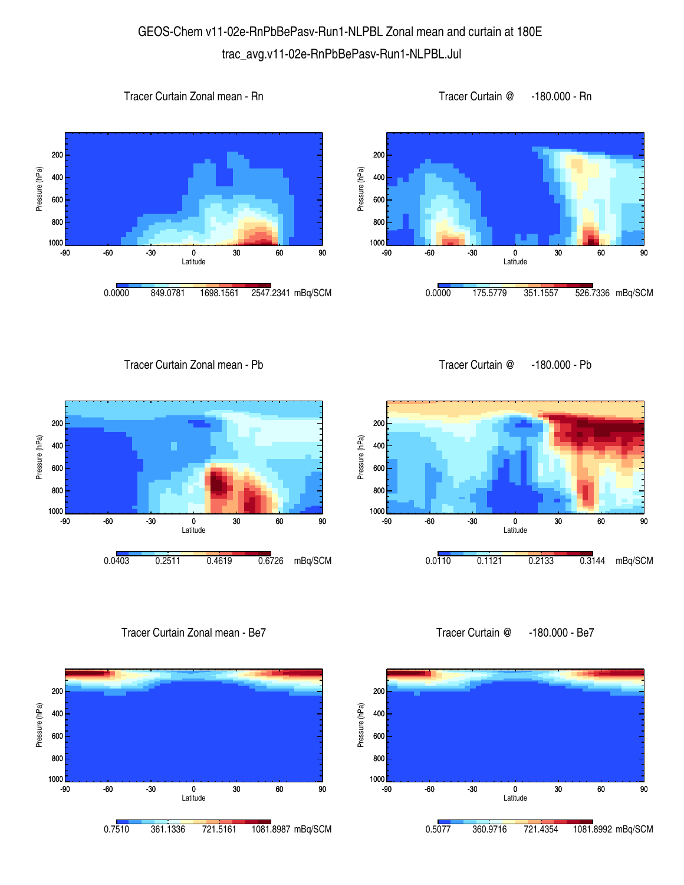# GEOS-Chem v11-02e-RnPbBePasv-Run1-NLPBL Zonal mean and curtain at 180E

trac_avg.v11-02e-RnPbBePasv-Run1-NLPBL.Jul

### Tracer Curtain Zonal mean - Rn

Pressure (hPa): 200, 400, 600, 800, 1000

Latitude: -90, -60, -30, 0, 30, 60, 90

0.0000 849.0781 1698.1561 2547.2341 mBq/SCM

### Tracer Curtain @ -180.000 - Rn

Pressure (hPa): 200, 400, 600, 800, 1000

Latitude: -90, -60, -30, 0, 30, 60, 90

0.0000 175.5779 351.1557 526.7336 mBq/SCM

### Tracer Curtain Zonal mean - Pb

Pressure (hPa): 200, 400, 600, 800, 1000

Latitude: -90, -60, -30, 0, 30, 60, 90

0.0403 0.2511 0.4619 0.6726 mBq/SCM

### Tracer Curtain @ -180.000 - Pb

Pressure (hPa): 200, 400, 600, 800, 1000

Latitude: -90, -60, -30, 0, 30, 60, 90

0.0110 0.1121 0.2133 0.3144 mBq/SCM

### Tracer Curtain Zonal mean - Be7

Pressure (hPa): 200, 400, 600, 800, 1000

Latitude: -90, -60, -30, 0, 30, 60, 90

0.7510 361.1336 721.5161 1081.8987 mBq/SCM

### Tracer Curtain @ -180.000 - Be7

Pressure (hPa): 200, 400, 600, 800, 1000

Latitude: -90, -60, -30, 0, 30, 60, 90

0.5077 360.9716 721.4354 1081.8992 mBq/SCM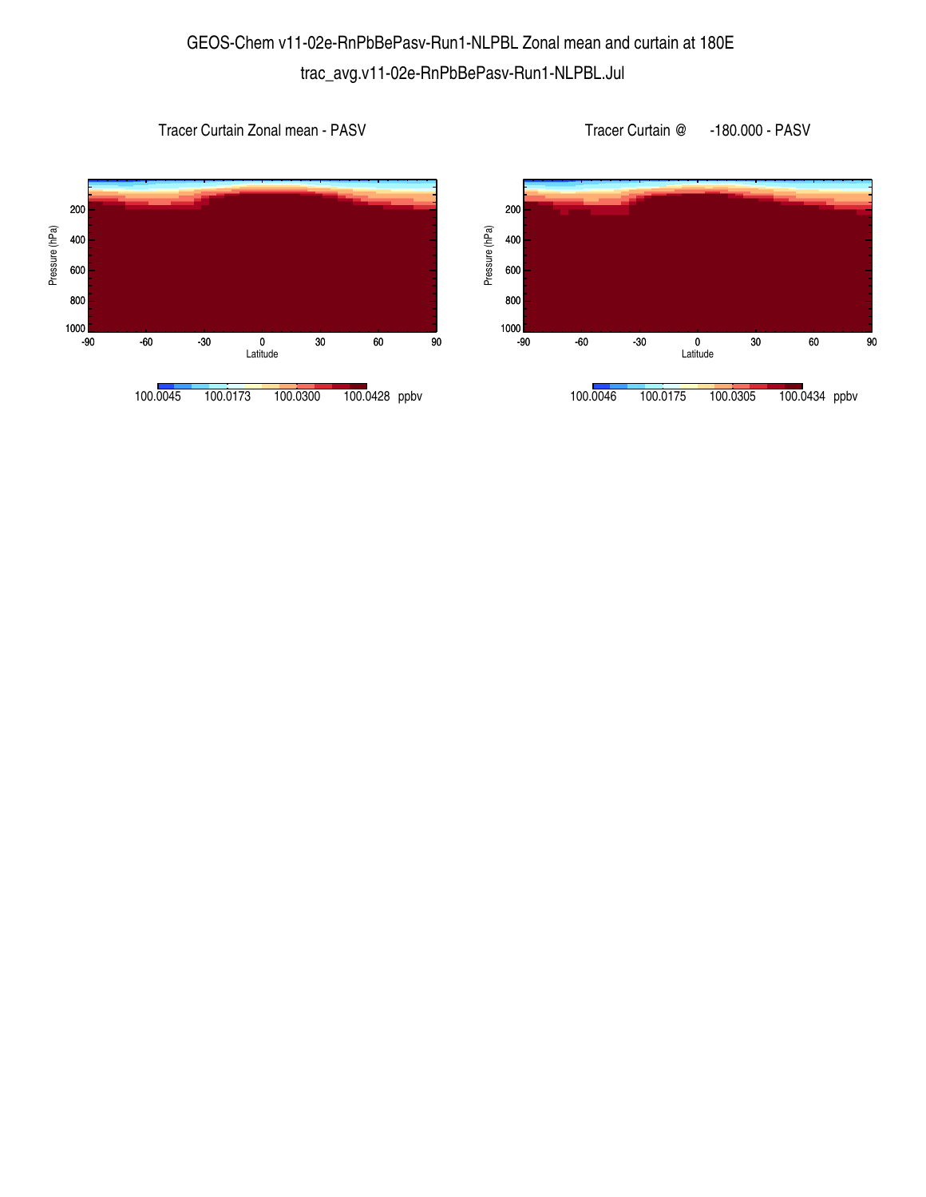GEOS-Chem v11-02e-RnPbBePasv-Run1-NLPBL Zonal mean and curtain at 180E

trac_avg.v11-02e-RnPbBePasv-Run1-NLPBL.Jul

Tracer Curtain Zonal mean - PASV

Pressure (hPa)

200
400
600
800
1000

-90 -60 -30 0 30 60 90

Latitude

100.0045 100.0173 100.0300 100.0428 ppbv

Tracer Curtain @ -180.000 - PASV

Pressure (hPa)

200
400
600
800
1000

-90 -60 -30 0 30 60 90

Latitude

100.0046 100.0175 100.0305 100.0434 ppbv